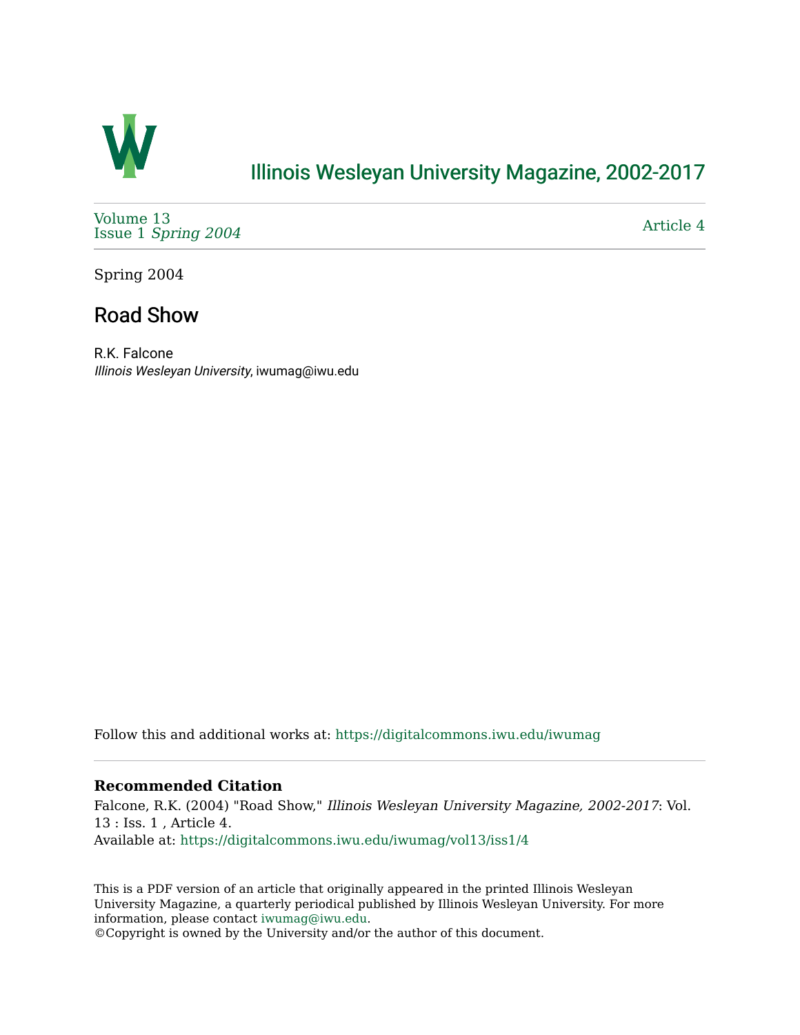# Illinois Wesleyan University Magazine, 2002-2017

Volume 13
Issue 1 *Spring 2004*

Article 4

Spring 2004

## Road Show

R.K. Falcone
*Illinois Wesleyan University*, iwumag@iwu.edu

Follow this and additional works at: https://digitalcommons.iwu.edu/iwumag

### Recommended Citation

Falcone, R.K. (2004) "Road Show," *Illinois Wesleyan University Magazine, 2002-2017*: Vol. 13 : Iss. 1 , Article 4.
Available at: https://digitalcommons.iwu.edu/iwumag/vol13/iss1/4

This is a PDF version of an article that originally appeared in the printed Illinois Wesleyan University Magazine, a quarterly periodical published by Illinois Wesleyan University. For more information, please contact iwumag@iwu.edu.
©Copyright is owned by the University and/or the author of this document.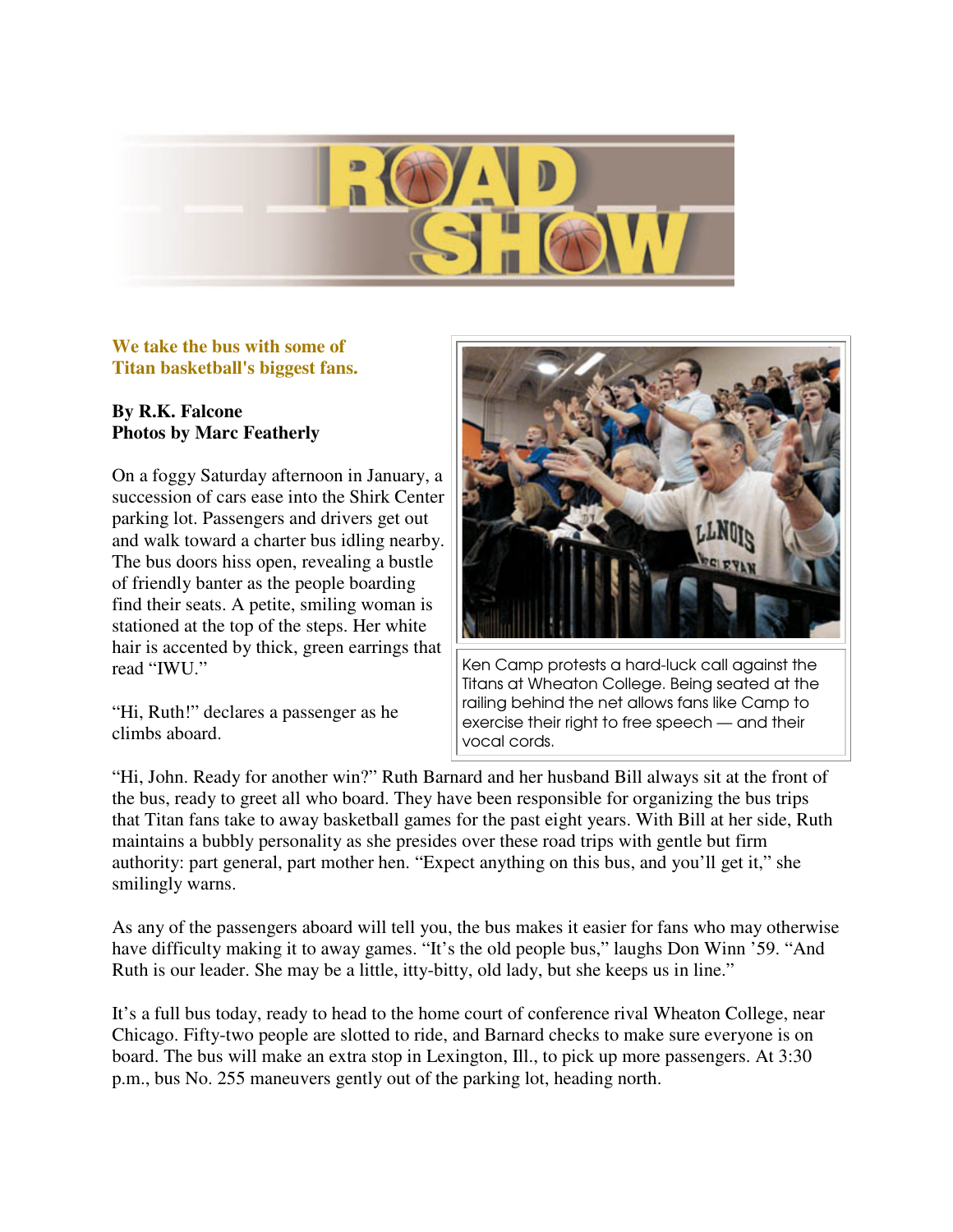# ROAD SHOW

**We take the bus with some of Titan basketball's biggest fans.**

**By R.K. Falcone**
**Photos by Marc Featherly**

On a foggy Saturday afternoon in January, a succession of cars ease into the Shirk Center parking lot. Passengers and drivers get out and walk toward a charter bus idling nearby. The bus doors hiss open, revealing a bustle of friendly banter as the people boarding find their seats. A petite, smiling woman is stationed at the top of the steps. Her white hair is accented by thick, green earrings that read "IWU."

"Hi, Ruth!" declares a passenger as he climbs aboard.

Ken Camp protests a hard-luck call against the Titans at Wheaton College. Being seated at the railing behind the net allows fans like Camp to exercise their right to free speech — and their vocal cords.

"Hi, John. Ready for another win?" Ruth Barnard and her husband Bill always sit at the front of the bus, ready to greet all who board. They have been responsible for organizing the bus trips that Titan fans take to away basketball games for the past eight years. With Bill at her side, Ruth maintains a bubbly personality as she presides over these road trips with gentle but firm authority: part general, part mother hen. "Expect anything on this bus, and you'll get it," she smilingly warns.

As any of the passengers aboard will tell you, the bus makes it easier for fans who may otherwise have difficulty making it to away games. "It's the old people bus," laughs Don Winn '59. "And Ruth is our leader. She may be a little, itty-bitty, old lady, but she keeps us in line."

It's a full bus today, ready to head to the home court of conference rival Wheaton College, near Chicago. Fifty-two people are slotted to ride, and Barnard checks to make sure everyone is on board. The bus will make an extra stop in Lexington, Ill., to pick up more passengers. At 3:30 p.m., bus No. 255 maneuvers gently out of the parking lot, heading north.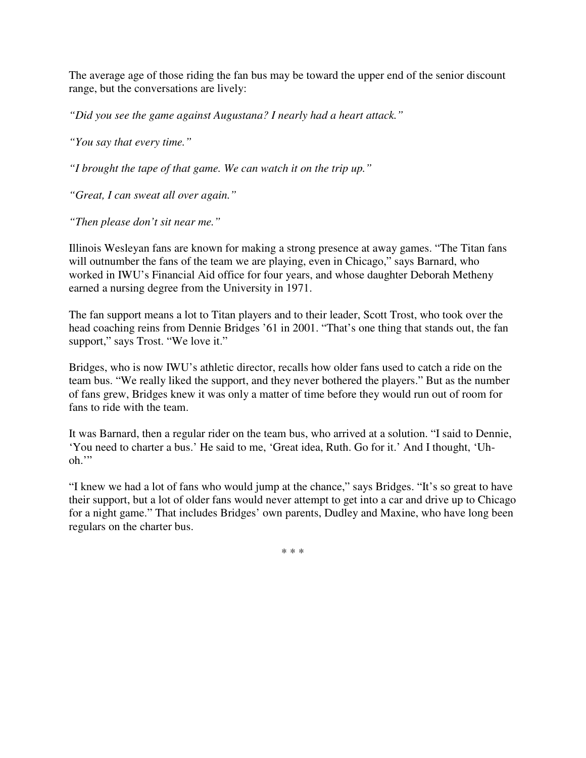The average age of those riding the fan bus may be toward the upper end of the senior discount range, but the conversations are lively:

*“Did you see the game against Augustana? I nearly had a heart attack.”*

*“You say that every time.”*

*“I brought the tape of that game. We can watch it on the trip up.”*

*“Great, I can sweat all over again.”*

*“Then please don’t sit near me.”*

Illinois Wesleyan fans are known for making a strong presence at away games. “The Titan fans will outnumber the fans of the team we are playing, even in Chicago,” says Barnard, who worked in IWU’s Financial Aid office for four years, and whose daughter Deborah Metheny earned a nursing degree from the University in 1971.

The fan support means a lot to Titan players and to their leader, Scott Trost, who took over the head coaching reins from Dennie Bridges ’61 in 2001. “That’s one thing that stands out, the fan support,” says Trost. “We love it.”

Bridges, who is now IWU’s athletic director, recalls how older fans used to catch a ride on the team bus. “We really liked the support, and they never bothered the players.” But as the number of fans grew, Bridges knew it was only a matter of time before they would run out of room for fans to ride with the team.

It was Barnard, then a regular rider on the team bus, who arrived at a solution. “I said to Dennie, ‘You need to charter a bus.’ He said to me, ‘Great idea, Ruth. Go for it.’ And I thought, ‘Uh-oh.’”

“I knew we had a lot of fans who would jump at the chance,” says Bridges. “It’s so great to have their support, but a lot of older fans would never attempt to get into a car and drive up to Chicago for a night game.” That includes Bridges’ own parents, Dudley and Maxine, who have long been regulars on the charter bus.

* * *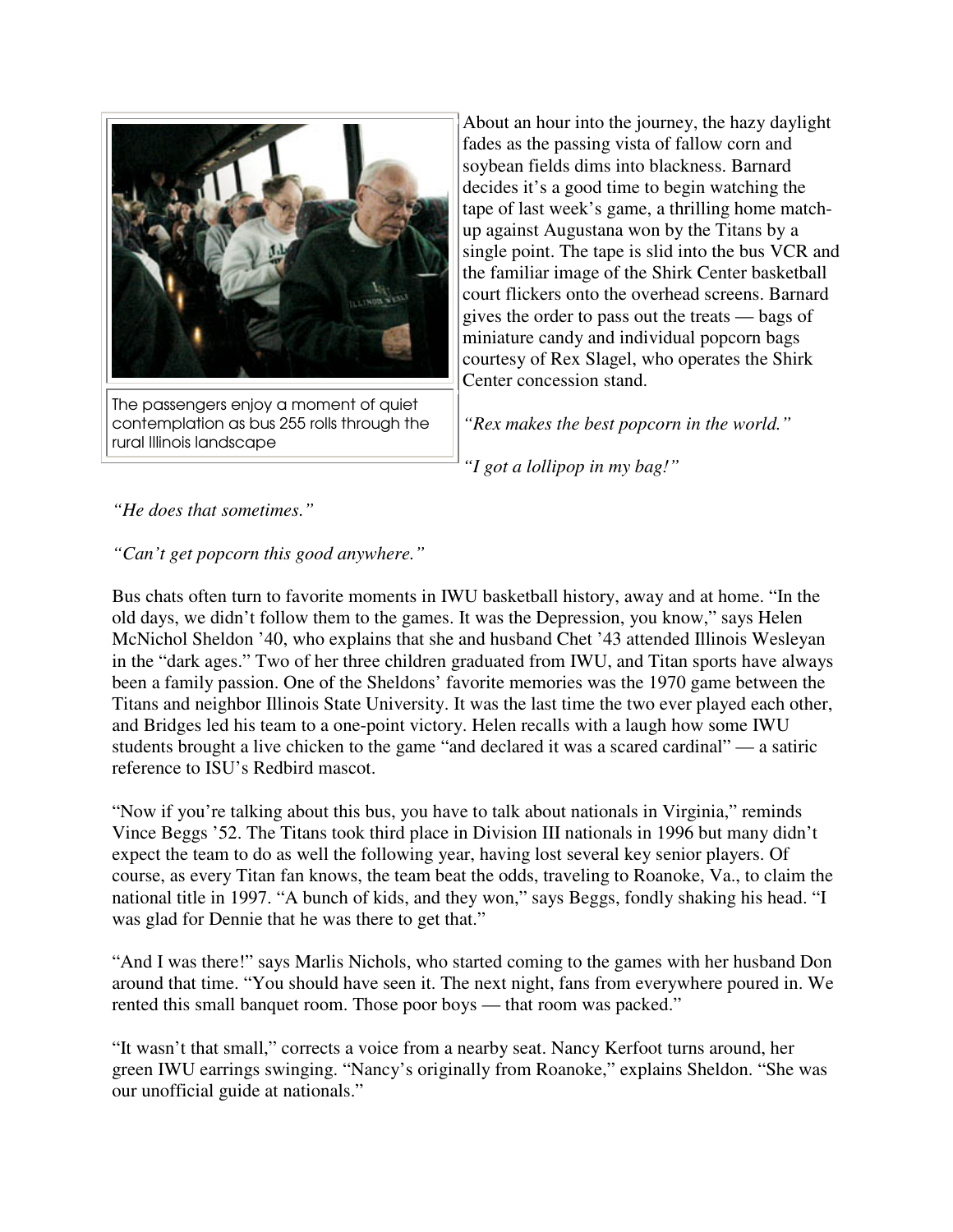The passengers enjoy a moment of quiet contemplation as bus 255 rolls through the rural Illinois landscape

About an hour into the journey, the hazy daylight fades as the passing vista of fallow corn and soybean fields dims into blackness. Barnard decides it's a good time to begin watching the tape of last week's game, a thrilling home match-up against Augustana won by the Titans by a single point. The tape is slid into the bus VCR and the familiar image of the Shirk Center basketball court flickers onto the overhead screens. Barnard gives the order to pass out the treats — bags of miniature candy and individual popcorn bags courtesy of Rex Slagel, who operates the Shirk Center concession stand.

*"Rex makes the best popcorn in the world."*

*"I got a lollipop in my bag!"*

*"He does that sometimes."*

*"Can't get popcorn this good anywhere."*

Bus chats often turn to favorite moments in IWU basketball history, away and at home. "In the old days, we didn't follow them to the games. It was the Depression, you know," says Helen McNichol Sheldon '40, who explains that she and husband Chet '43 attended Illinois Wesleyan in the "dark ages." Two of her three children graduated from IWU, and Titan sports have always been a family passion. One of the Sheldons' favorite memories was the 1970 game between the Titans and neighbor Illinois State University. It was the last time the two ever played each other, and Bridges led his team to a one-point victory. Helen recalls with a laugh how some IWU students brought a live chicken to the game "and declared it was a scared cardinal" — a satiric reference to ISU's Redbird mascot.

"Now if you're talking about this bus, you have to talk about nationals in Virginia," reminds Vince Beggs '52. The Titans took third place in Division III nationals in 1996 but many didn't expect the team to do as well the following year, having lost several key senior players. Of course, as every Titan fan knows, the team beat the odds, traveling to Roanoke, Va., to claim the national title in 1997. "A bunch of kids, and they won," says Beggs, fondly shaking his head. "I was glad for Dennie that he was there to get that."

"And I was there!" says Marlis Nichols, who started coming to the games with her husband Don around that time. "You should have seen it. The next night, fans from everywhere poured in. We rented this small banquet room. Those poor boys — that room was packed."

"It wasn't that small," corrects a voice from a nearby seat. Nancy Kerfoot turns around, her green IWU earrings swinging. "Nancy's originally from Roanoke," explains Sheldon. "She was our unofficial guide at nationals."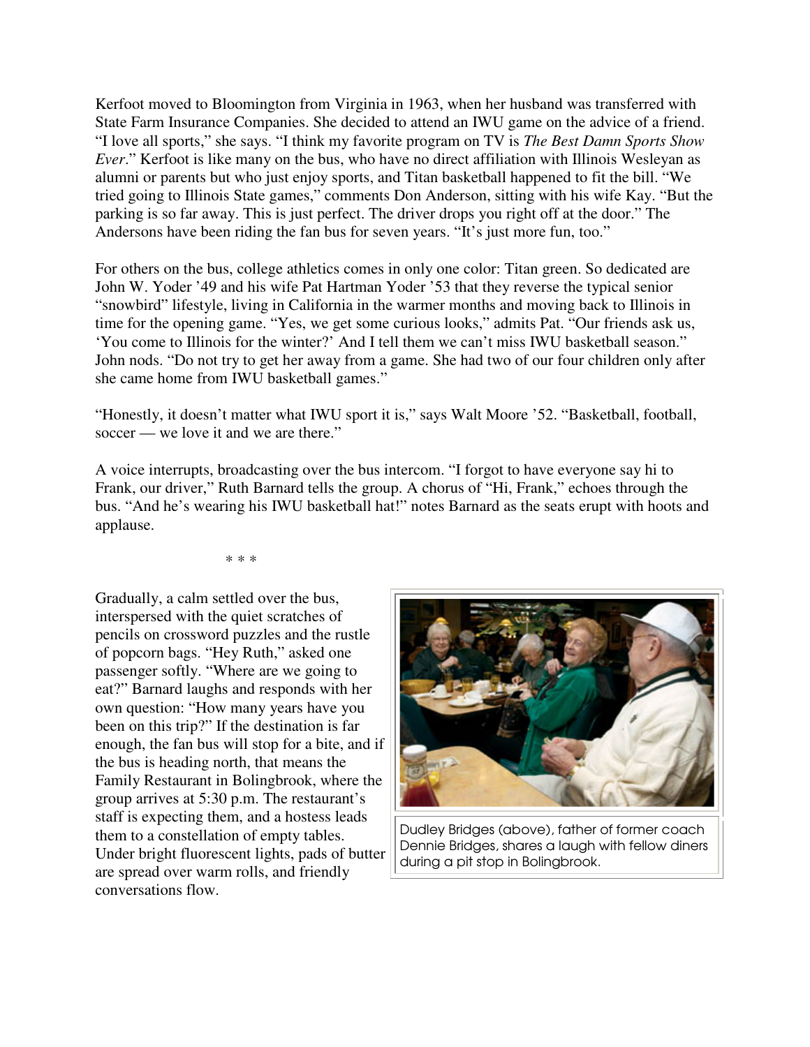Kerfoot moved to Bloomington from Virginia in 1963, when her husband was transferred with State Farm Insurance Companies. She decided to attend an IWU game on the advice of a friend. "I love all sports," she says. "I think my favorite program on TV is *The Best Damn Sports Show Ever*." Kerfoot is like many on the bus, who have no direct affiliation with Illinois Wesleyan as alumni or parents but who just enjoy sports, and Titan basketball happened to fit the bill. "We tried going to Illinois State games," comments Don Anderson, sitting with his wife Kay. "But the parking is so far away. This is just perfect. The driver drops you right off at the door." The Andersons have been riding the fan bus for seven years. "It's just more fun, too."

For others on the bus, college athletics comes in only one color: Titan green. So dedicated are John W. Yoder '49 and his wife Pat Hartman Yoder '53 that they reverse the typical senior "snowbird" lifestyle, living in California in the warmer months and moving back to Illinois in time for the opening game. "Yes, we get some curious looks," admits Pat. "Our friends ask us, 'You come to Illinois for the winter?' And I tell them we can't miss IWU basketball season." John nods. "Do not try to get her away from a game. She had two of our four children only after she came home from IWU basketball games."

"Honestly, it doesn't matter what IWU sport it is," says Walt Moore '52. "Basketball, football, soccer — we love it and we are there."

A voice interrupts, broadcasting over the bus intercom. "I forgot to have everyone say hi to Frank, our driver," Ruth Barnard tells the group. A chorus of "Hi, Frank," echoes through the bus. "And he's wearing his IWU basketball hat!" notes Barnard as the seats erupt with hoots and applause.

\* \* \*

Gradually, a calm settled over the bus, interspersed with the quiet scratches of pencils on crossword puzzles and the rustle of popcorn bags. "Hey Ruth," asked one passenger softly. "Where are we going to eat?" Barnard laughs and responds with her own question: "How many years have you been on this trip?" If the destination is far enough, the fan bus will stop for a bite, and if the bus is heading north, that means the Family Restaurant in Bolingbrook, where the group arrives at 5:30 p.m. The restaurant's staff is expecting them, and a hostess leads them to a constellation of empty tables. Under bright fluorescent lights, pads of butter are spread over warm rolls, and friendly conversations flow.

Dudley Bridges (above), father of former coach Dennie Bridges, shares a laugh with fellow diners during a pit stop in Bolingbrook.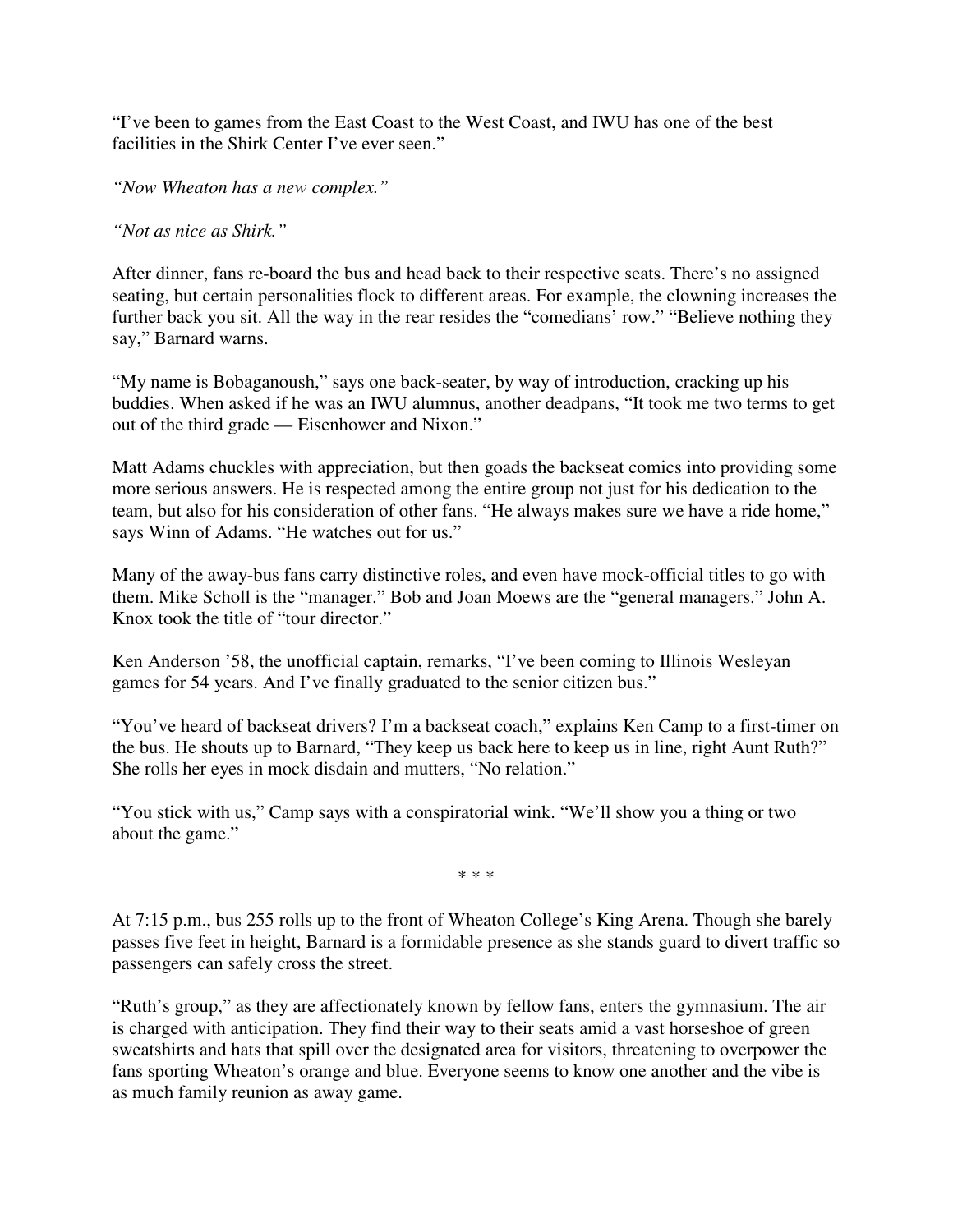"I've been to games from the East Coast to the West Coast, and IWU has one of the best facilities in the Shirk Center I've ever seen."

*"Now Wheaton has a new complex."*

*"Not as nice as Shirk."*

After dinner, fans re-board the bus and head back to their respective seats. There's no assigned seating, but certain personalities flock to different areas. For example, the clowning increases the further back you sit. All the way in the rear resides the "comedians' row." "Believe nothing they say," Barnard warns.

"My name is Bobaganoush," says one back-seater, by way of introduction, cracking up his buddies. When asked if he was an IWU alumnus, another deadpans, "It took me two terms to get out of the third grade — Eisenhower and Nixon."

Matt Adams chuckles with appreciation, but then goads the backseat comics into providing some more serious answers. He is respected among the entire group not just for his dedication to the team, but also for his consideration of other fans. "He always makes sure we have a ride home," says Winn of Adams. "He watches out for us."

Many of the away-bus fans carry distinctive roles, and even have mock-official titles to go with them. Mike Scholl is the "manager." Bob and Joan Moews are the "general managers." John A. Knox took the title of "tour director."

Ken Anderson '58, the unofficial captain, remarks, "I've been coming to Illinois Wesleyan games for 54 years. And I've finally graduated to the senior citizen bus."

"You've heard of backseat drivers? I'm a backseat coach," explains Ken Camp to a first-timer on the bus. He shouts up to Barnard, "They keep us back here to keep us in line, right Aunt Ruth?" She rolls her eyes in mock disdain and mutters, "No relation."

"You stick with us," Camp says with a conspiratorial wink. "We'll show you a thing or two about the game."

\* \* \*

At 7:15 p.m., bus 255 rolls up to the front of Wheaton College's King Arena. Though she barely passes five feet in height, Barnard is a formidable presence as she stands guard to divert traffic so passengers can safely cross the street.

"Ruth's group," as they are affectionately known by fellow fans, enters the gymnasium. The air is charged with anticipation. They find their way to their seats amid a vast horseshoe of green sweatshirts and hats that spill over the designated area for visitors, threatening to overpower the fans sporting Wheaton's orange and blue. Everyone seems to know one another and the vibe is as much family reunion as away game.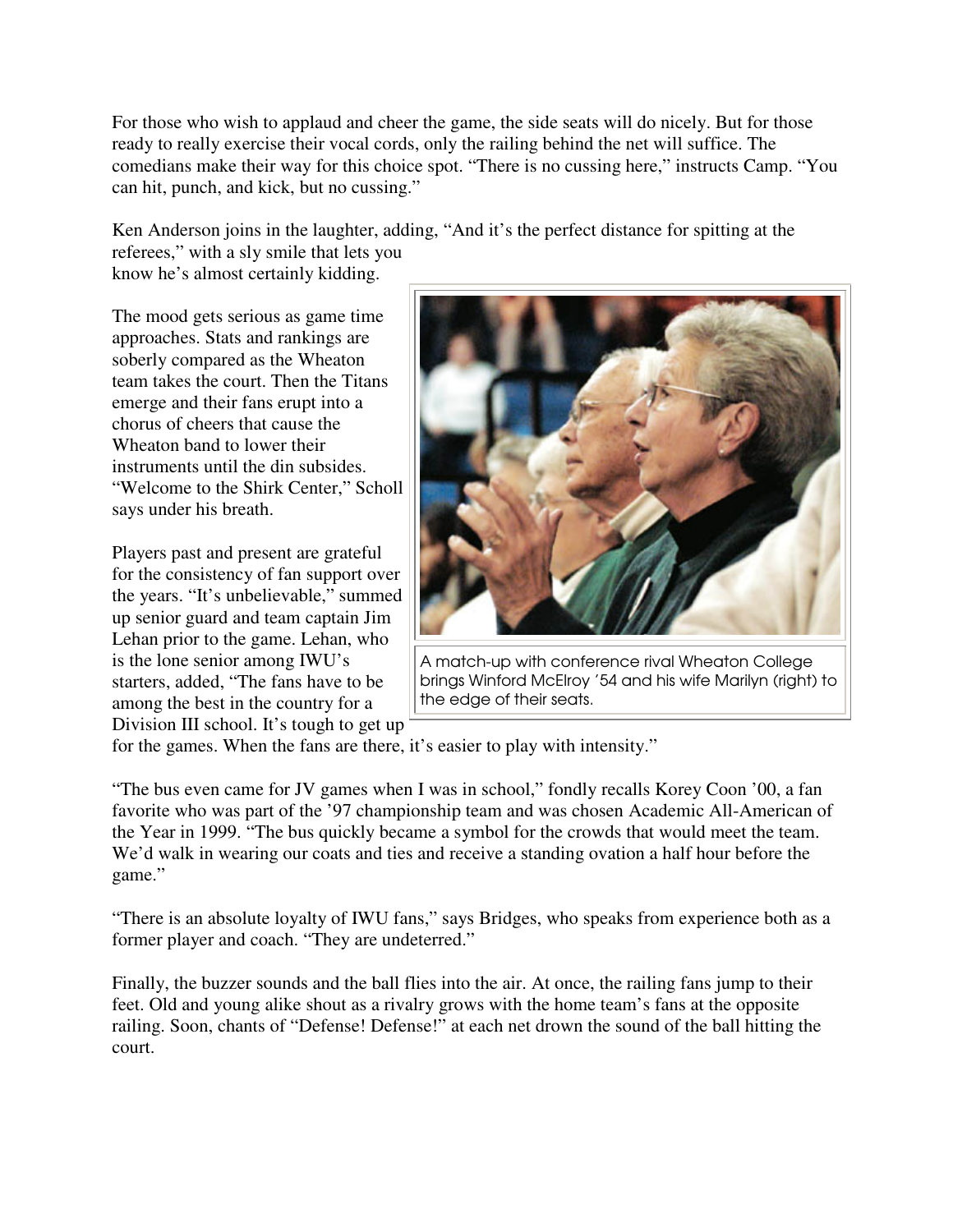For those who wish to applaud and cheer the game, the side seats will do nicely. But for those ready to really exercise their vocal cords, only the railing behind the net will suffice. The comedians make their way for this choice spot. "There is no cussing here," instructs Camp. "You can hit, punch, and kick, but no cussing."

Ken Anderson joins in the laughter, adding, "And it's the perfect distance for spitting at the referees," with a sly smile that lets you know he's almost certainly kidding.

The mood gets serious as game time approaches. Stats and rankings are soberly compared as the Wheaton team takes the court. Then the Titans emerge and their fans erupt into a chorus of cheers that cause the Wheaton band to lower their instruments until the din subsides. "Welcome to the Shirk Center," Scholl says under his breath.

A match-up with conference rival Wheaton College brings Winford McElroy '54 and his wife Marilyn (right) to the edge of their seats.

Players past and present are grateful for the consistency of fan support over the years. "It's unbelievable," summed up senior guard and team captain Jim Lehan prior to the game. Lehan, who is the lone senior among IWU's starters, added, "The fans have to be among the best in the country for a Division III school. It's tough to get up for the games. When the fans are there, it's easier to play with intensity."

"The bus even came for JV games when I was in school," fondly recalls Korey Coon '00, a fan favorite who was part of the '97 championship team and was chosen Academic All-American of the Year in 1999. "The bus quickly became a symbol for the crowds that would meet the team. We'd walk in wearing our coats and ties and receive a standing ovation a half hour before the game."

"There is an absolute loyalty of IWU fans," says Bridges, who speaks from experience both as a former player and coach. "They are undeterred."

Finally, the buzzer sounds and the ball flies into the air. At once, the railing fans jump to their feet. Old and young alike shout as a rivalry grows with the home team's fans at the opposite railing. Soon, chants of "Defense! Defense!" at each net drown the sound of the ball hitting the court.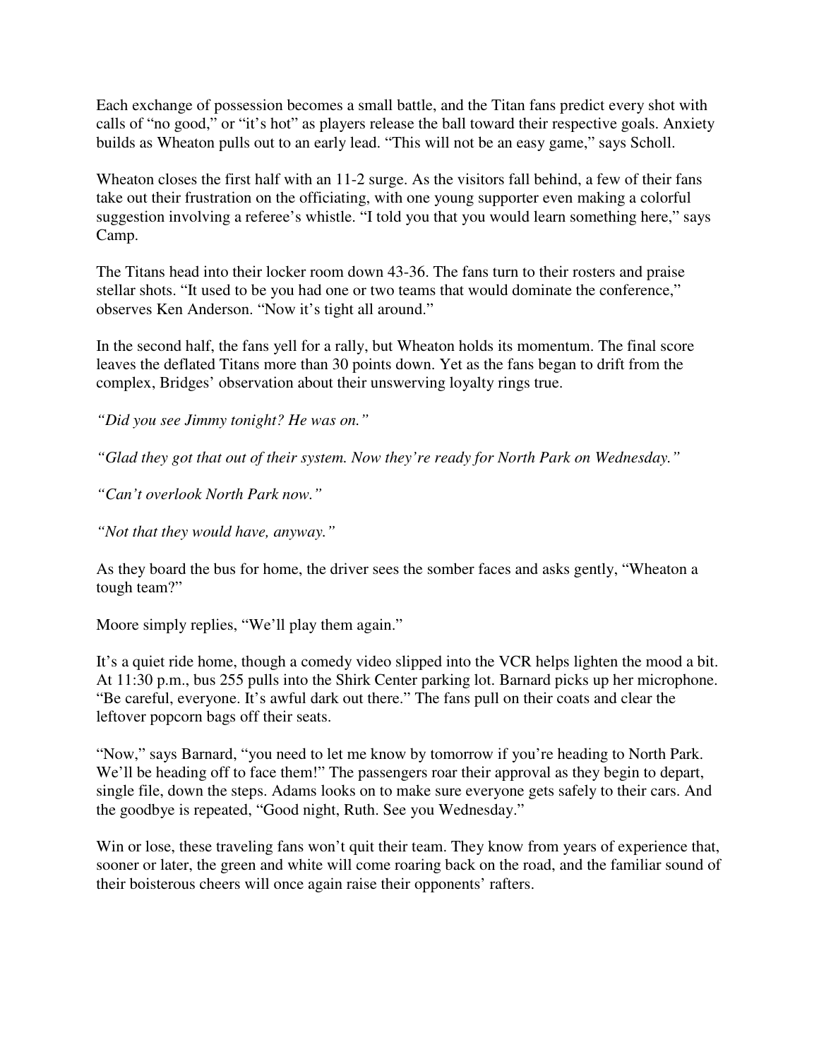Each exchange of possession becomes a small battle, and the Titan fans predict every shot with calls of "no good," or "it's hot" as players release the ball toward their respective goals. Anxiety builds as Wheaton pulls out to an early lead. "This will not be an easy game," says Scholl.

Wheaton closes the first half with an 11-2 surge. As the visitors fall behind, a few of their fans take out their frustration on the officiating, with one young supporter even making a colorful suggestion involving a referee's whistle. "I told you that you would learn something here," says Camp.

The Titans head into their locker room down 43-36. The fans turn to their rosters and praise stellar shots. "It used to be you had one or two teams that would dominate the conference," observes Ken Anderson. "Now it's tight all around."

In the second half, the fans yell for a rally, but Wheaton holds its momentum. The final score leaves the deflated Titans more than 30 points down. Yet as the fans began to drift from the complex, Bridges' observation about their unswerving loyalty rings true.

*"Did you see Jimmy tonight? He was on."*

*"Glad they got that out of their system. Now they're ready for North Park on Wednesday."*

*"Can't overlook North Park now."*

*"Not that they would have, anyway."*

As they board the bus for home, the driver sees the somber faces and asks gently, "Wheaton a tough team?"

Moore simply replies, "We'll play them again."

It's a quiet ride home, though a comedy video slipped into the VCR helps lighten the mood a bit. At 11:30 p.m., bus 255 pulls into the Shirk Center parking lot. Barnard picks up her microphone. "Be careful, everyone. It's awful dark out there." The fans pull on their coats and clear the leftover popcorn bags off their seats.

"Now," says Barnard, "you need to let me know by tomorrow if you're heading to North Park. We'll be heading off to face them!" The passengers roar their approval as they begin to depart, single file, down the steps. Adams looks on to make sure everyone gets safely to their cars. And the goodbye is repeated, "Good night, Ruth. See you Wednesday."

Win or lose, these traveling fans won't quit their team. They know from years of experience that, sooner or later, the green and white will come roaring back on the road, and the familiar sound of their boisterous cheers will once again raise their opponents' rafters.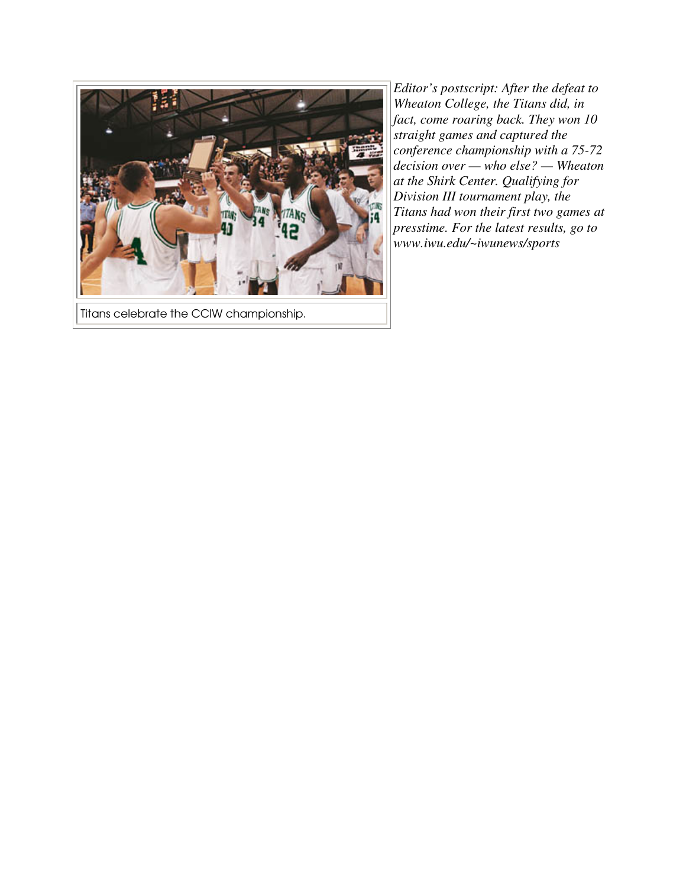Titans celebrate the CCIW championship.

*Editor's postscript: After the defeat to Wheaton College, the Titans did, in fact, come roaring back. They won 10 straight games and captured the conference championship with a 75-72 decision over — who else? — Wheaton at the Shirk Center. Qualifying for Division III tournament play, the Titans had won their first two games at presstime. For the latest results, go to www.iwu.edu/~iwunews/sports*